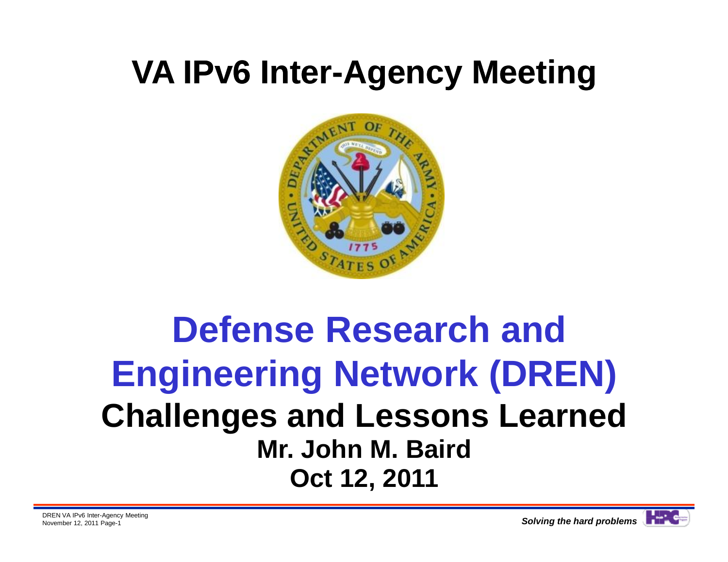# VA IPv6 Inter-Agency Meeting

# Defense Research and Engineering Network (DREN)

## Challenges and Lessons Learned

**Mr. John M. Baird**

**Oct 12, 2011**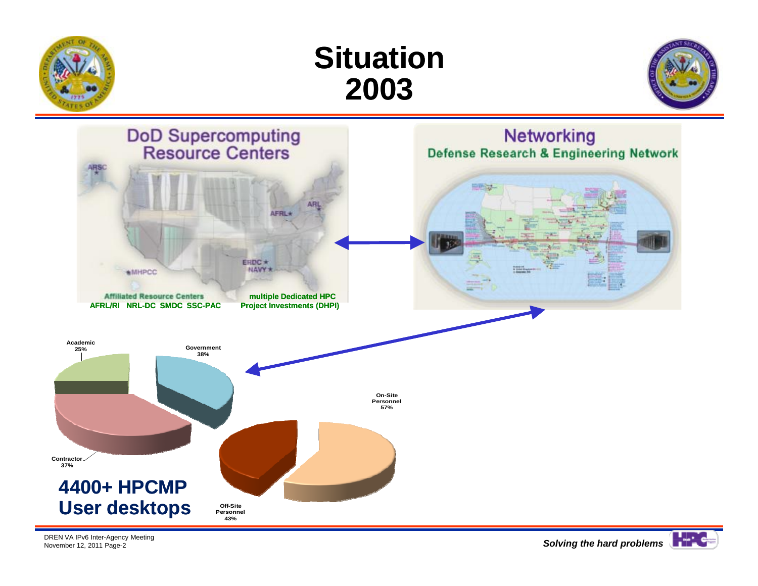# Situation 2003

## DoD Supercomputing Resource Centers

ARSC

AFRL

ARL

ERDC

NAVY

MHPCC

Affiliated Resource Centers
AFRL/RI NRL-DC SMDC SSC-PAC

multiple Dedicated HPC Project Investments (DHPI)

## Networking
### Defense Research & Engineering Network

Academic 25%

Government 38%

Contractor 37%

On-Site Personnel 57%

Off-Site Personnel 43%

**4400+ HPCMP User desktops**

DREN VA IPv6 Inter-Agency Meeting
November 12, 2011

*Solving the hard problems*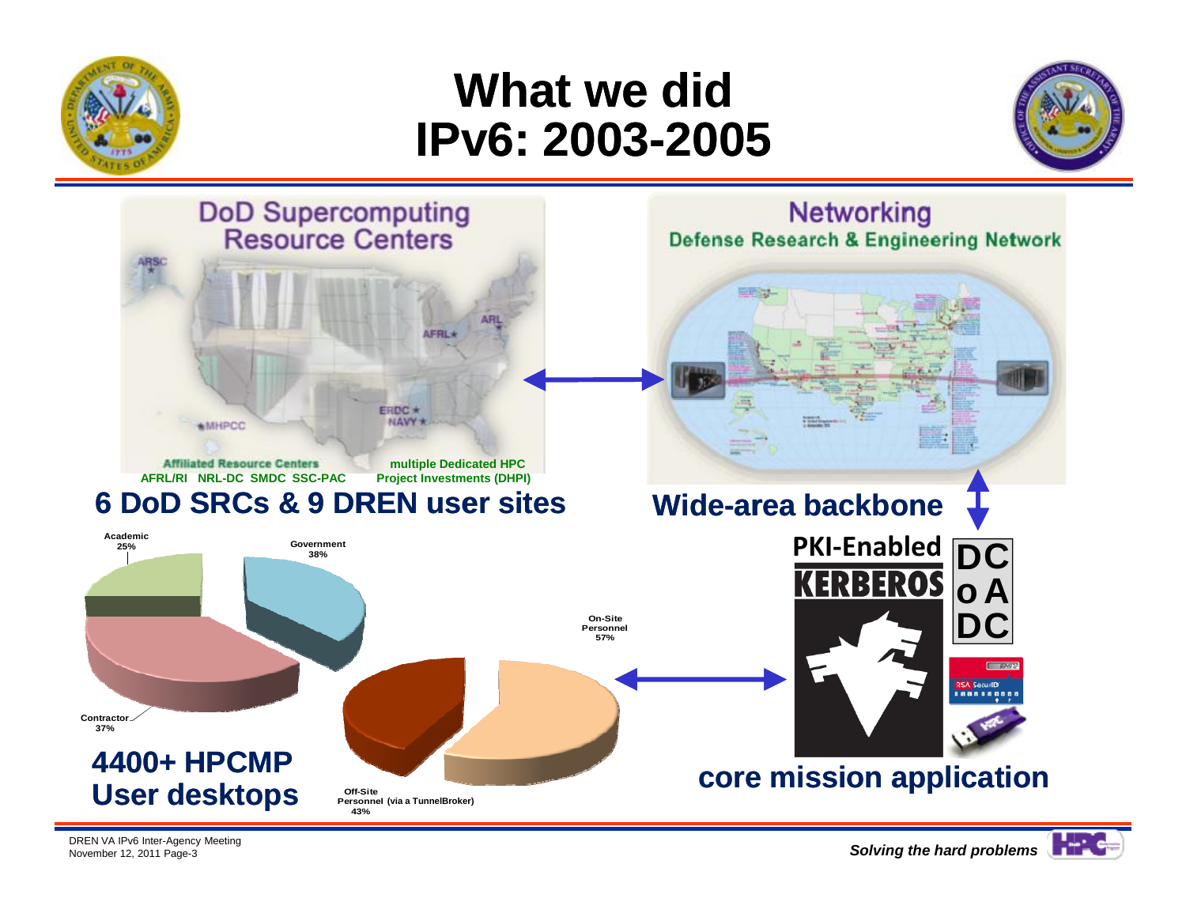# What we did
# IPv6: 2003-2005

DoD Supercomputing Resource Centers

Networking
Defense Research & Engineering Network

Affiliated Resource Centers
AFRL/RI NRL-DC SMDC SSC-PAC

multiple Dedicated HPC
Project Investments (DHPI)

## 6 DoD SRCs & 9 DREN user sites

## Wide-area backbone

Academic 25%
Government 38%
Contractor 37%

On-Site Personnel 57%
Off-Site Personnel (via a TunnelBroker) 43%

## 4400+ HPCMP User desktops

PKI-Enabled KERBEROS

DCoADC

## core mission application

DREN VA IPv6 Inter-Agency Meeting
November 12, 2011

*Solving the hard problems*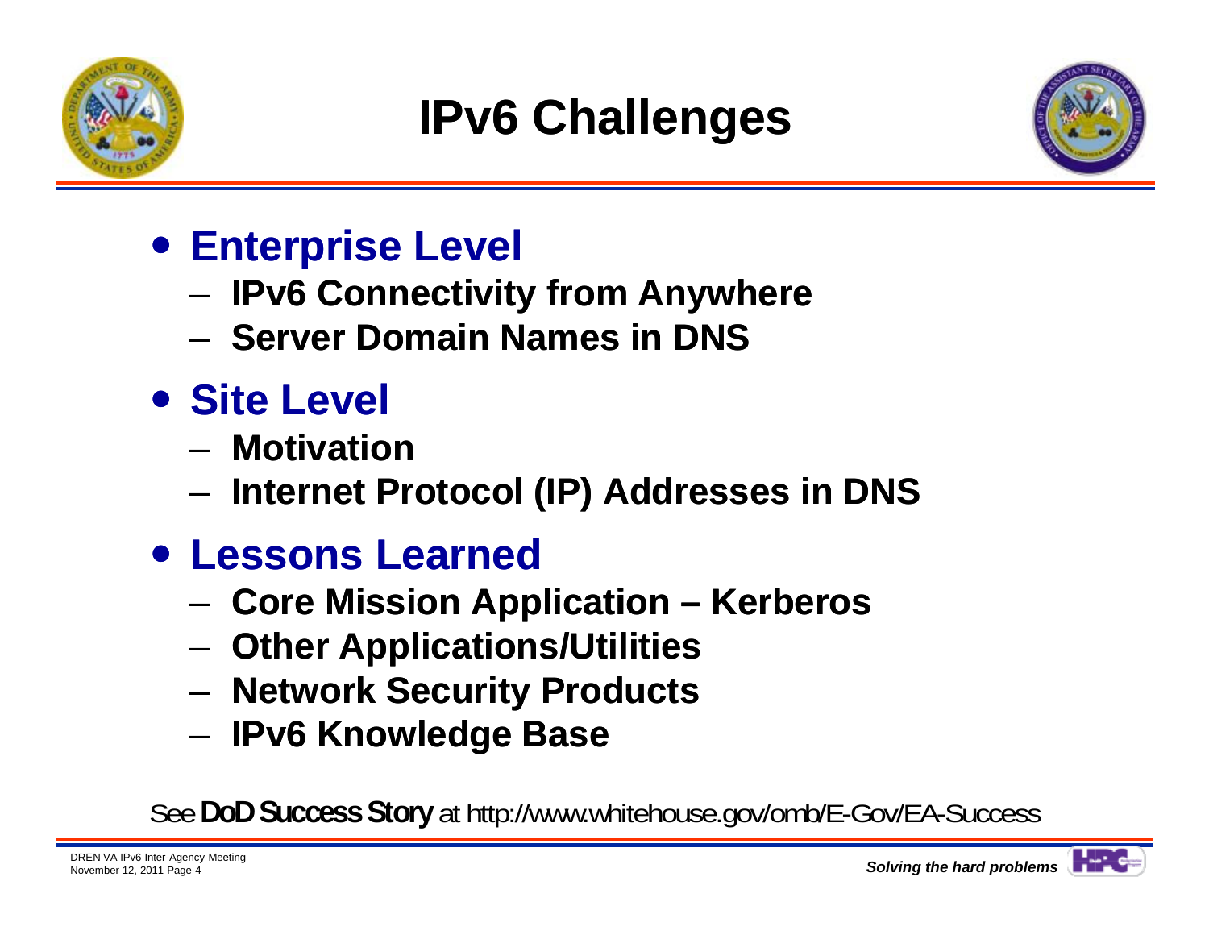# IPv6 Challenges

- **Enterprise Level**
  - **IPv6 Connectivity from Anywhere**
  - **Server Domain Names in DNS**
- **Site Level**
  - **Motivation**
  - **Internet Protocol (IP) Addresses in DNS**
- **Lessons Learned**
  - **Core Mission Application – Kerberos**
  - **Other Applications/Utilities**
  - **Network Security Products**
  - **IPv6 Knowledge Base**

See **DoD Success Story** at http://www.whitehouse.gov/omb/E-Gov/EA-Success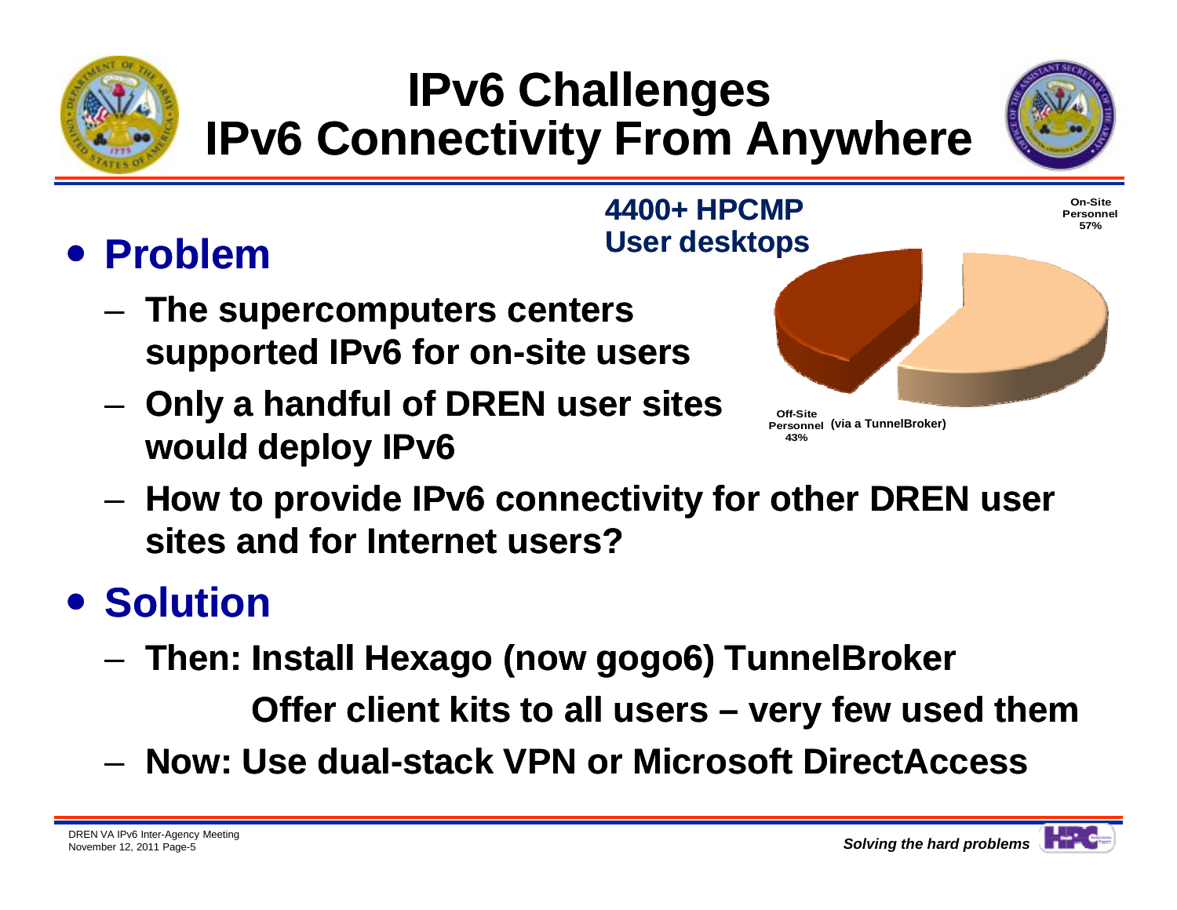# IPv6 Challenges
# IPv6 Connectivity From Anywhere

**4400+ HPCMP User desktops**

On-Site Personnel 57%

Off-Site Personnel 43% (via a TunnelBroker)

- **Problem**
  - **The supercomputers centers supported IPv6 for on-site users**
  - **Only a handful of DREN user sites would deploy IPv6**
  - **How to provide IPv6 connectivity for other DREN user sites and for Internet users?**
- **Solution**
  - **Then: Install Hexago (now gogo6) TunnelBroker**

    **Offer client kits to all users – very few used them**
  - **Now: Use dual-stack VPN or Microsoft DirectAccess**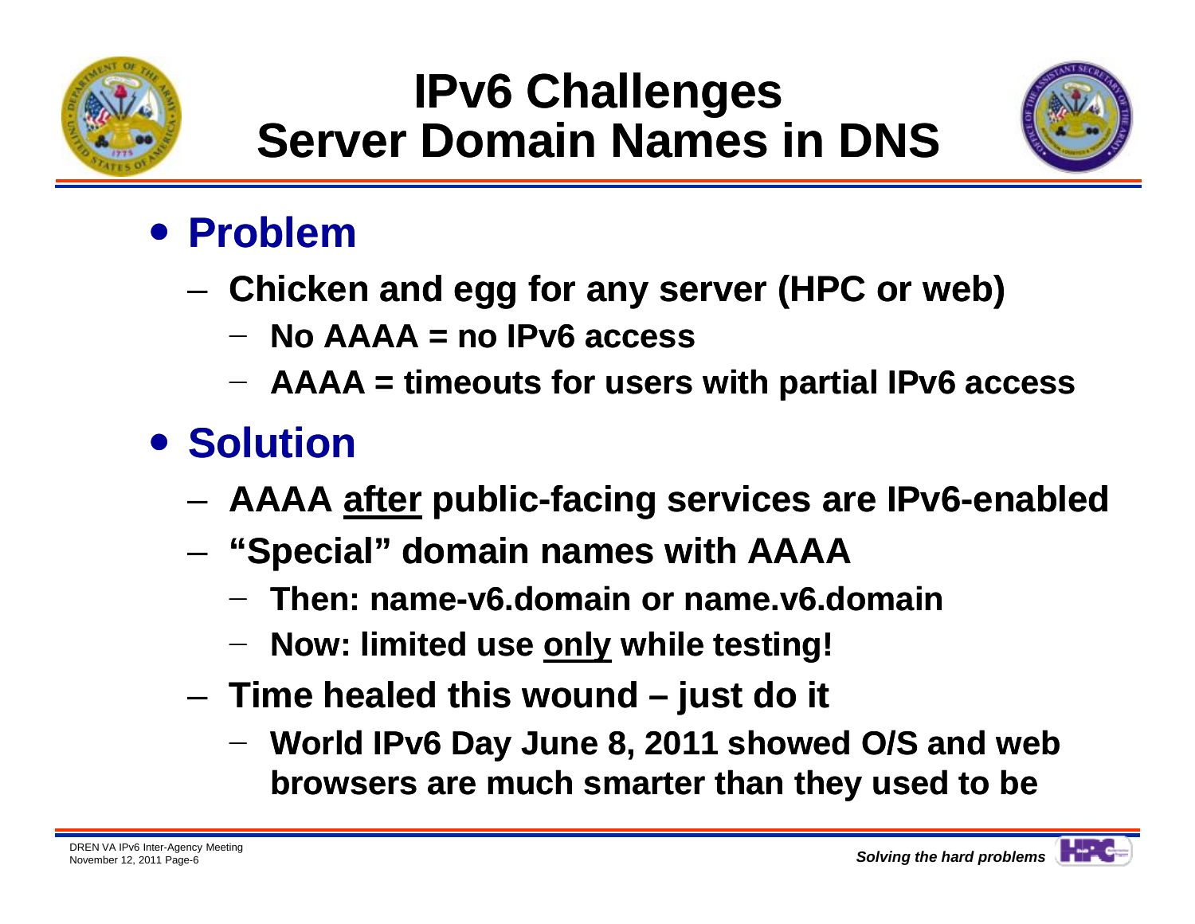# IPv6 Challenges
# Server Domain Names in DNS

- **Problem**
  - **Chicken and egg for any server (HPC or web)**
    - **No AAAA = no IPv6 access**
    - **AAAA = timeouts for users with partial IPv6 access**
- **Solution**
  - **AAAA <u>after</u> public-facing services are IPv6-enabled**
  - **"Special" domain names with AAAA**
    - **Then: name-v6.domain or name.v6.domain**
    - **Now: limited use <u>only</u> while testing!**
  - **Time healed this wound – just do it**
    - **World IPv6 Day June 8, 2011 showed O/S and web browsers are much smarter than they used to be**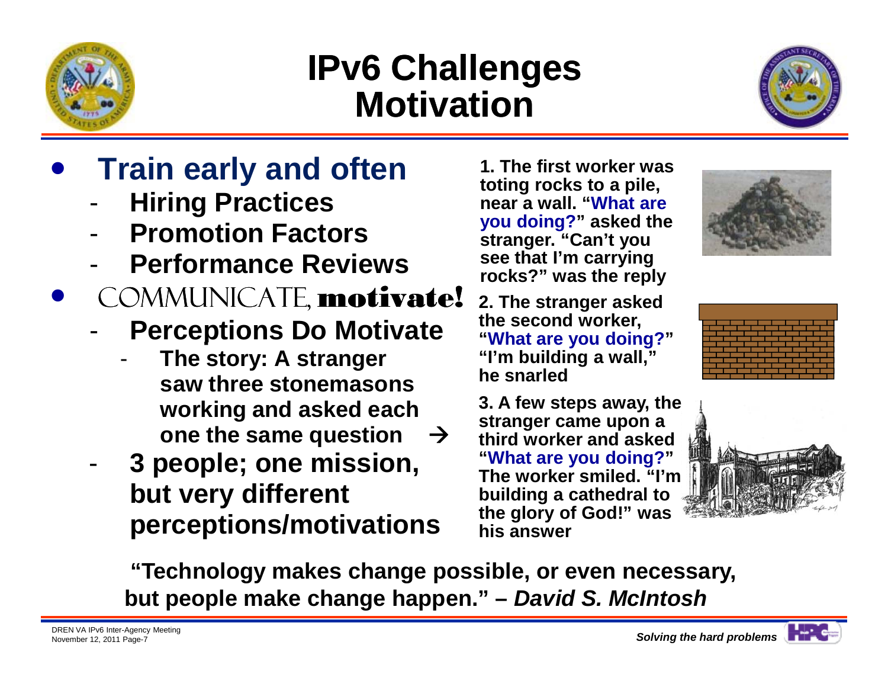# IPv6 Challenges Motivation

- **Train early and often**
  - **Hiring Practices**
  - **Promotion Factors**
  - **Performance Reviews**
- COMMUNICATE, **motivate!**
  - **Perceptions Do Motivate**
    - **The story: A stranger saw three stonemasons working and asked each one the same question →**
  - **3 people; one mission, but very different perceptions/motivations**

**1. The first worker was toting rocks to a pile, near a wall. "What are you doing?" asked the stranger. "Can't you see that I'm carrying rocks?" was the reply**

**2. The stranger asked the second worker, "What are you doing?" "I'm building a wall," he snarled**

**3. A few steps away, the stranger came upon a third worker and asked "What are you doing?" The worker smiled. "I'm building a cathedral to the glory of God!" was his answer**

**"Technology makes change possible, or even necessary, but people make change happen." – *David S. McIntosh***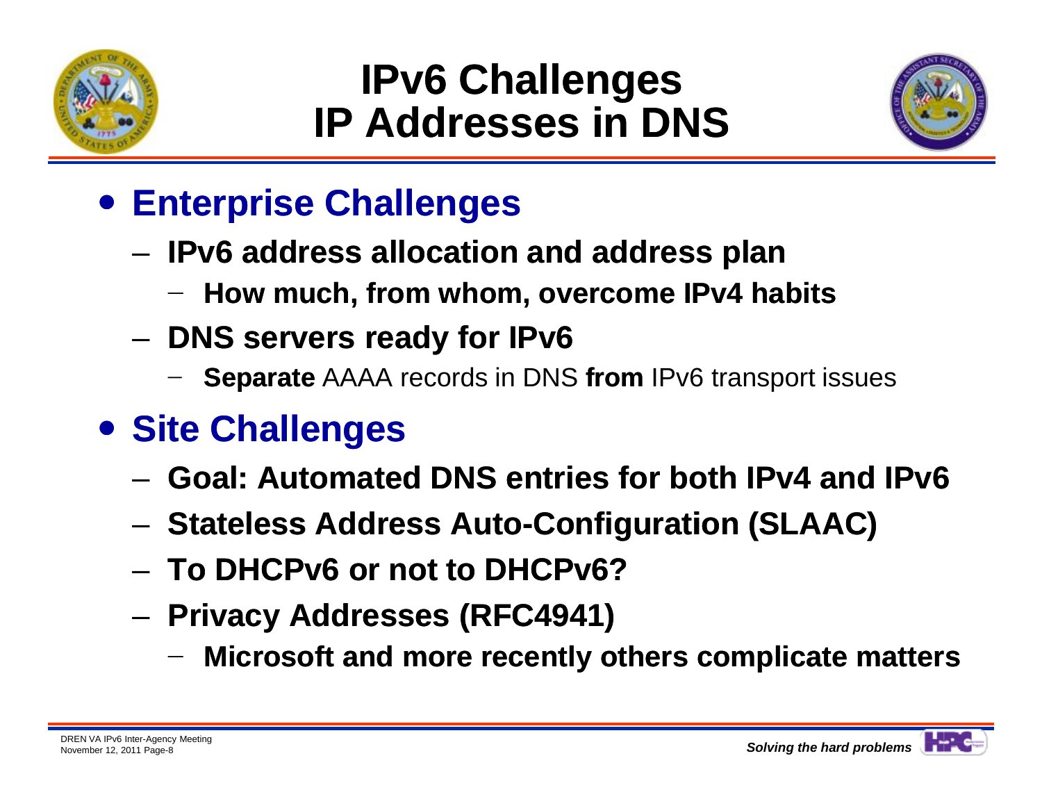# IPv6 Challenges
# IP Addresses in DNS

- **Enterprise Challenges**
  - **IPv6 address allocation and address plan**
    - **How much, from whom, overcome IPv4 habits**
  - **DNS servers ready for IPv6**
    - **Separate** AAAA records in DNS **from** IPv6 transport issues
- **Site Challenges**
  - **Goal: Automated DNS entries for both IPv4 and IPv6**
  - **Stateless Address Auto-Configuration (SLAAC)**
  - **To DHCPv6 or not to DHCPv6?**
  - **Privacy Addresses (RFC4941)**
    - **Microsoft and more recently others complicate matters**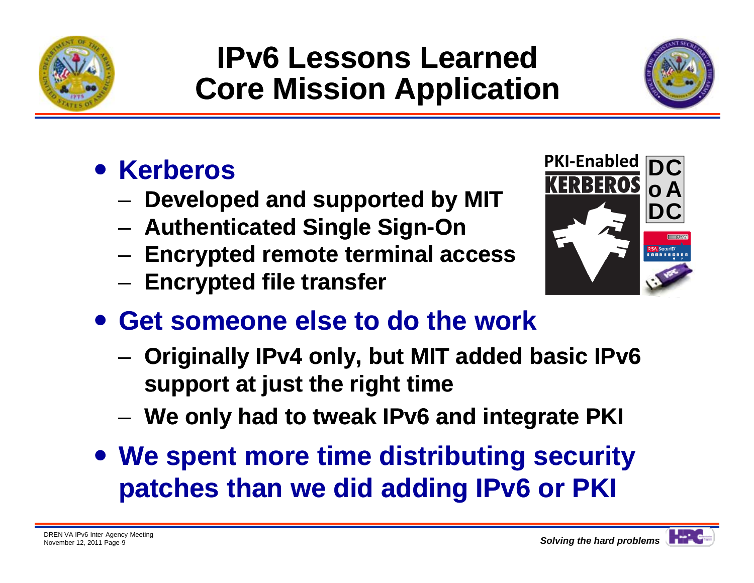# IPv6 Lessons Learned
# Core Mission Application

- **Kerberos**
  - **Developed and supported by MIT**
  - **Authenticated Single Sign-On**
  - **Encrypted remote terminal access**
  - **Encrypted file transfer**
- **Get someone else to do the work**
  - **Originally IPv4 only, but MIT added basic IPv6 support at just the right time**
  - **We only had to tweak IPv6 and integrate PKI**
- **We spent more time distributing security patches than we did adding IPv6 or PKI**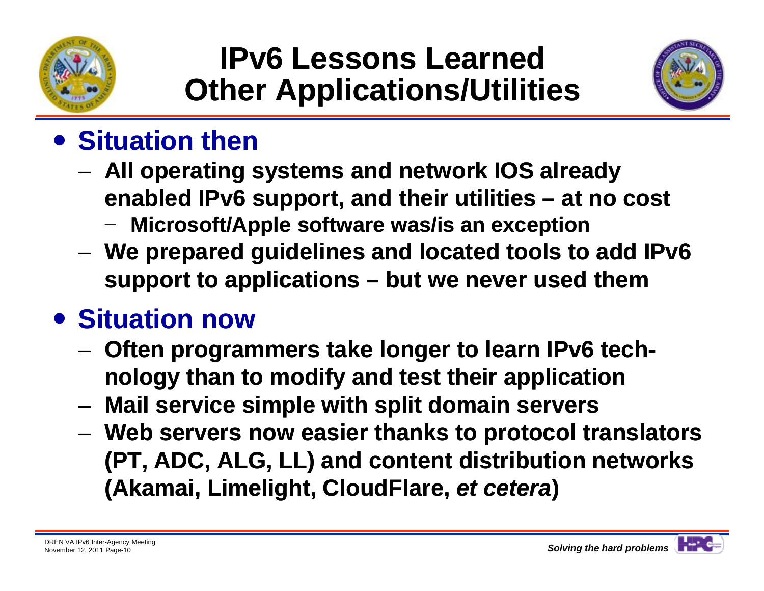# IPv6 Lessons Learned
## Other Applications/Utilities

- **Situation then**
  - **All operating systems and network IOS already enabled IPv6 support, and their utilities – at no cost**
    - **Microsoft/Apple software was/is an exception**
  - **We prepared guidelines and located tools to add IPv6 support to applications – but we never used them**
- **Situation now**
  - **Often programmers take longer to learn IPv6 tech-nology than to modify and test their application**
  - **Mail service simple with split domain servers**
  - **Web servers now easier thanks to protocol translators (PT, ADC, ALG, LL) and content distribution networks (Akamai, Limelight, CloudFlare, *et cetera*)**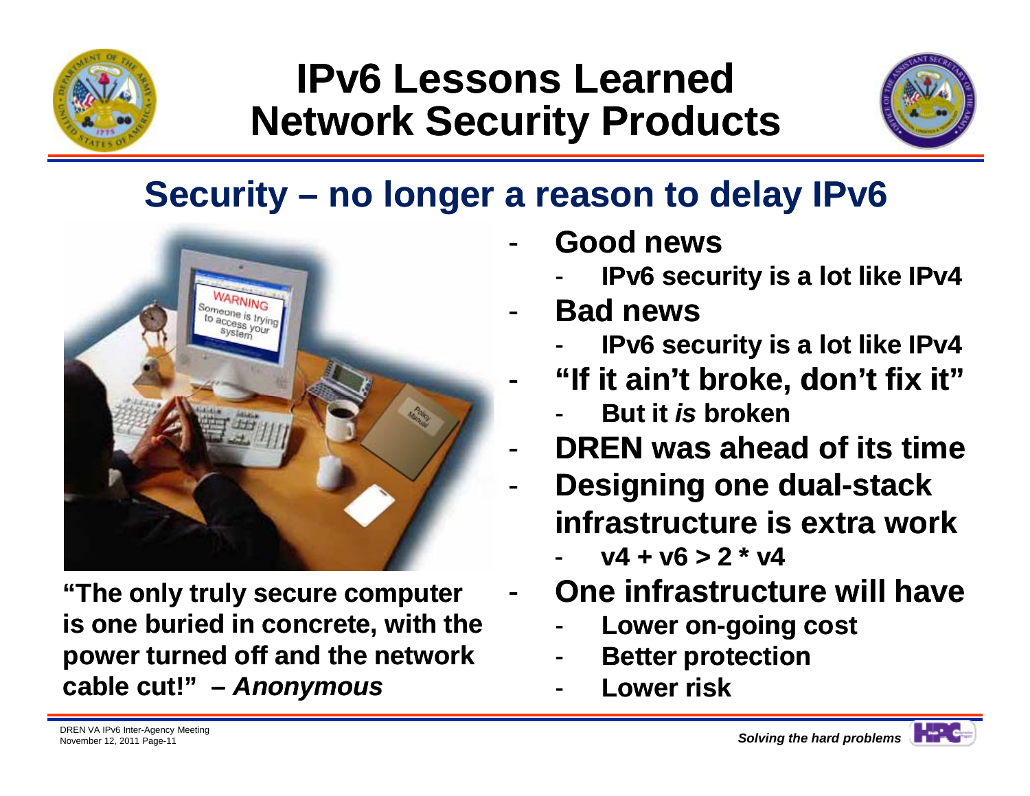# IPv6 Lessons Learned
# Network Security Products

## Security – no longer a reason to delay IPv6

**"The only truly secure computer is one buried in concrete, with the power turned off and the network cable cut!" – *Anonymous***

- **Good news**
  - **IPv6 security is a lot like IPv4**
- **Bad news**
  - **IPv6 security is a lot like IPv4**
- **"If it ain't broke, don't fix it"**
  - **But it *is* broken**
- **DREN was ahead of its time**
- **Designing one dual-stack infrastructure is extra work**
  - **v4 + v6 > 2 * v4**
- **One infrastructure will have**
  - **Lower on-going cost**
  - **Better protection**
  - **Lower risk**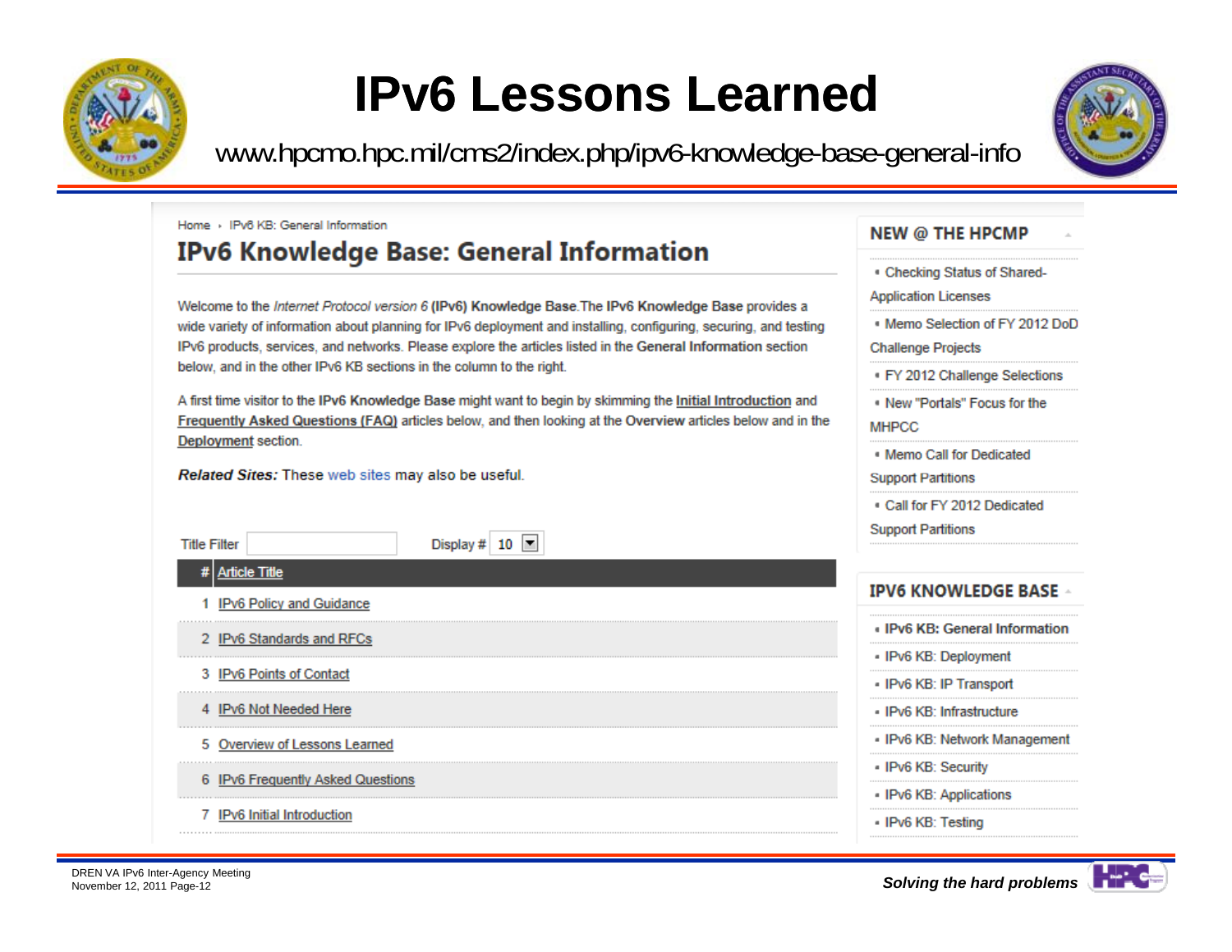# IPv6 Lessons Learned

www.hpcmo.hpc.mil/cms2/index.php/ipv6-knowledge-base-general-info

Home › IPv6 KB: General Information

## IPv6 Knowledge Base: General Information

Welcome to the *Internet Protocol version 6* **(IPv6) Knowledge Base**. The **IPv6 Knowledge Base** provides a wide variety of information about planning for IPv6 deployment and installing, configuring, securing, and testing IPv6 products, services, and networks. Please explore the articles listed in the **General Information** section below, and in the other IPv6 KB sections in the column to the right.

A first time visitor to the **IPv6 Knowledge Base** might want to begin by skimming the **Initial Introduction** and **Frequently Asked Questions (FAQ)** articles below, and then looking at the **Overview** articles below and in the **Deployment** section.

***Related Sites:*** These web sites may also be useful.

Title Filter &nbsp;&nbsp;&nbsp; Display # 10

| # | Article Title |
|---|---|
| 1 | IPv6 Policy and Guidance |
| 2 | IPv6 Standards and RFCs |
| 3 | IPv6 Points of Contact |
| 4 | IPv6 Not Needed Here |
| 5 | Overview of Lessons Learned |
| 6 | IPv6 Frequently Asked Questions |
| 7 | IPv6 Initial Introduction |

### NEW @ THE HPCMP

- Checking Status of Shared-Application Licenses
- Memo Selection of FY 2012 DoD Challenge Projects
- FY 2012 Challenge Selections
- New "Portals" Focus for the MHPCC
- Memo Call for Dedicated Support Partitions
- Call for FY 2012 Dedicated Support Partitions

### IPV6 KNOWLEDGE BASE

- **IPv6 KB: General Information**
- IPv6 KB: Deployment
- IPv6 KB: IP Transport
- IPv6 KB: Infrastructure
- IPv6 KB: Network Management
- IPv6 KB: Security
- IPv6 KB: Applications
- IPv6 KB: Testing

DREN VA IPv6 Inter-Agency Meeting
November 12, 2011 Page-12

*Solving the hard problems*